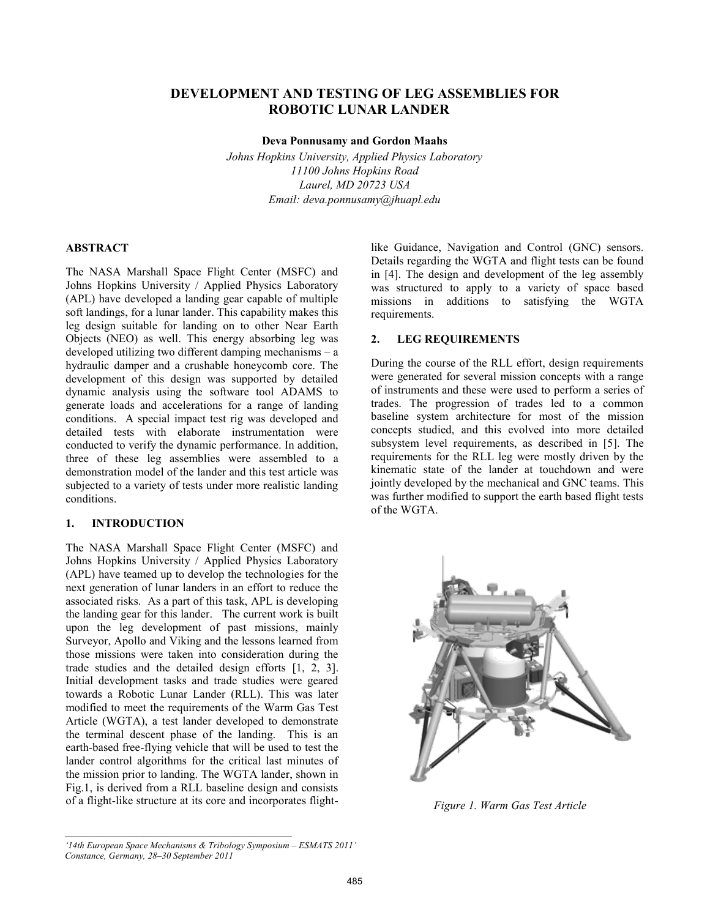# DEVELOPMENT AND TESTING OF LEG ASSEMBLIES FOR ROBOTIC LUNAR LANDER

**Deva Ponnusamy and Gordon Maahs**

*Johns Hopkins University, Applied Physics Laboratory*
*11100 Johns Hopkins Road*
*Laurel, MD 20723 USA*
*Email: deva.ponnusamy@jhuapl.edu*

## ABSTRACT

The NASA Marshall Space Flight Center (MSFC) and Johns Hopkins University / Applied Physics Laboratory (APL) have developed a landing gear capable of multiple soft landings, for a lunar lander. This capability makes this leg design suitable for landing on to other Near Earth Objects (NEO) as well. This energy absorbing leg was developed utilizing two different damping mechanisms – a hydraulic damper and a crushable honeycomb core. The development of this design was supported by detailed dynamic analysis using the software tool ADAMS to generate loads and accelerations for a range of landing conditions. A special impact test rig was developed and detailed tests with elaborate instrumentation were conducted to verify the dynamic performance. In addition, three of these leg assemblies were assembled to a demonstration model of the lander and this test article was subjected to a variety of tests under more realistic landing conditions.

## 1. INTRODUCTION

The NASA Marshall Space Flight Center (MSFC) and Johns Hopkins University / Applied Physics Laboratory (APL) have teamed up to develop the technologies for the next generation of lunar landers in an effort to reduce the associated risks. As a part of this task, APL is developing the landing gear for this lander. The current work is built upon the leg development of past missions, mainly Surveyor, Apollo and Viking and the lessons learned from those missions were taken into consideration during the trade studies and the detailed design efforts [1, 2, 3]. Initial development tasks and trade studies were geared towards a Robotic Lunar Lander (RLL). This was later modified to meet the requirements of the Warm Gas Test Article (WGTA), a test lander developed to demonstrate the terminal descent phase of the landing. This is an earth-based free-flying vehicle that will be used to test the lander control algorithms for the critical last minutes of the mission prior to landing. The WGTA lander, shown in Fig.1, is derived from a RLL baseline design and consists of a flight-like structure at its core and incorporates flight-like Guidance, Navigation and Control (GNC) sensors. Details regarding the WGTA and flight tests can be found in [4]. The design and development of the leg assembly was structured to apply to a variety of space based missions in additions to satisfying the WGTA requirements.

## 2. LEG REQUIREMENTS

During the course of the RLL effort, design requirements were generated for several mission concepts with a range of instruments and these were used to perform a series of trades. The progression of trades led to a common baseline system architecture for most of the mission concepts studied, and this evolved into more detailed subsystem level requirements, as described in [5]. The requirements for the RLL leg were mostly driven by the kinematic state of the lander at touchdown and were jointly developed by the mechanical and GNC teams. This was further modified to support the earth based flight tests of the WGTA.

*Figure 1. Warm Gas Test Article*

*'14th European Space Mechanisms & Tribology Symposium – ESMATS 2011'*
*Constance, Germany, 28–30 September 2011*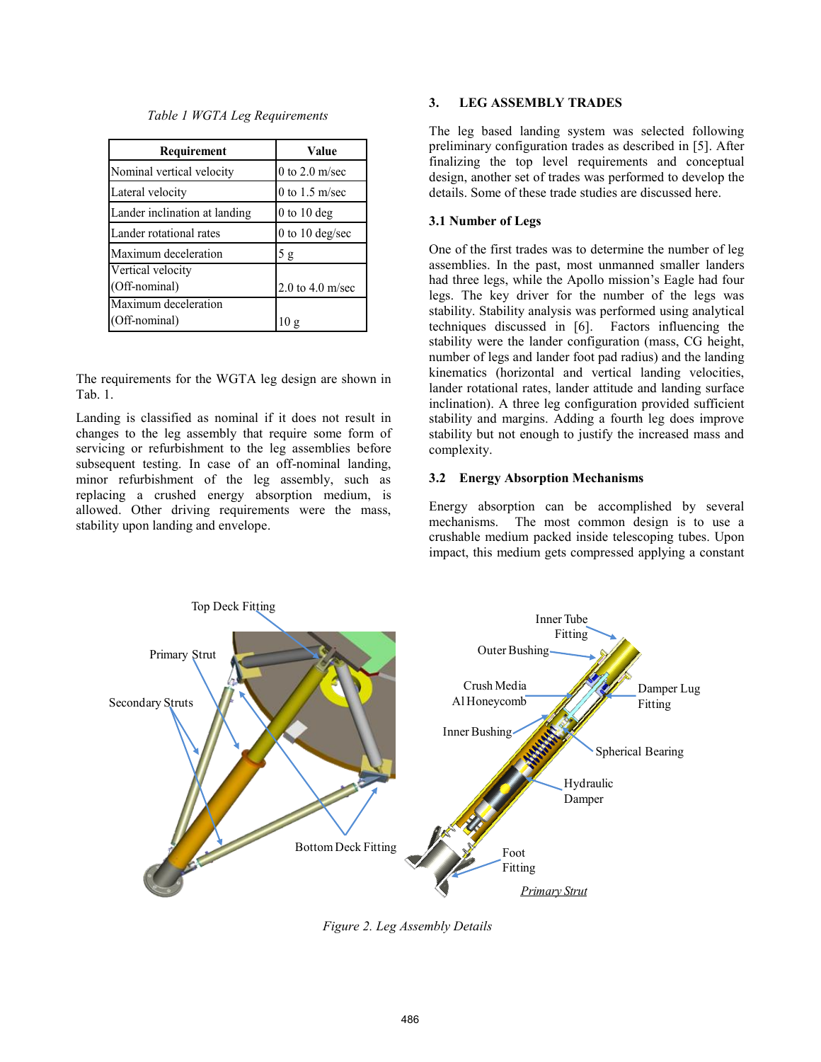*Table 1 WGTA Leg Requirements*

| Requirement | Value |
|---|---|
| Nominal vertical velocity | 0 to 2.0 m/sec |
| Lateral velocity | 0 to 1.5 m/sec |
| Lander inclination at landing | 0 to 10 deg |
| Lander rotational rates | 0 to 10 deg/sec |
| Maximum deceleration | 5 g |
| Vertical velocity (Off-nominal) | 2.0 to 4.0 m/sec |
| Maximum deceleration (Off-nominal) | 10 g |

The requirements for the WGTA leg design are shown in Tab. 1.

Landing is classified as nominal if it does not result in changes to the leg assembly that require some form of servicing or refurbishment to the leg assemblies before subsequent testing. In case of an off-nominal landing, minor refurbishment of the leg assembly, such as replacing a crushed energy absorption medium, is allowed. Other driving requirements were the mass, stability upon landing and envelope.

## 3. LEG ASSEMBLY TRADES

The leg based landing system was selected following preliminary configuration trades as described in [5]. After finalizing the top level requirements and conceptual design, another set of trades was performed to develop the details. Some of these trade studies are discussed here.

### 3.1 Number of Legs

One of the first trades was to determine the number of leg assemblies. In the past, most unmanned smaller landers had three legs, while the Apollo mission's Eagle had four legs. The key driver for the number of the legs was stability. Stability analysis was performed using analytical techniques discussed in [6]. Factors influencing the stability were the lander configuration (mass, CG height, number of legs and lander foot pad radius) and the landing kinematics (horizontal and vertical landing velocities, lander rotational rates, lander attitude and landing surface inclination). A three leg configuration provided sufficient stability and margins. Adding a fourth leg does improve stability but not enough to justify the increased mass and complexity.

### 3.2 Energy Absorption Mechanisms

Energy absorption can be accomplished by several mechanisms. The most common design is to use a crushable medium packed inside telescoping tubes. Upon impact, this medium gets compressed applying a constant

*Figure 2. Leg Assembly Details*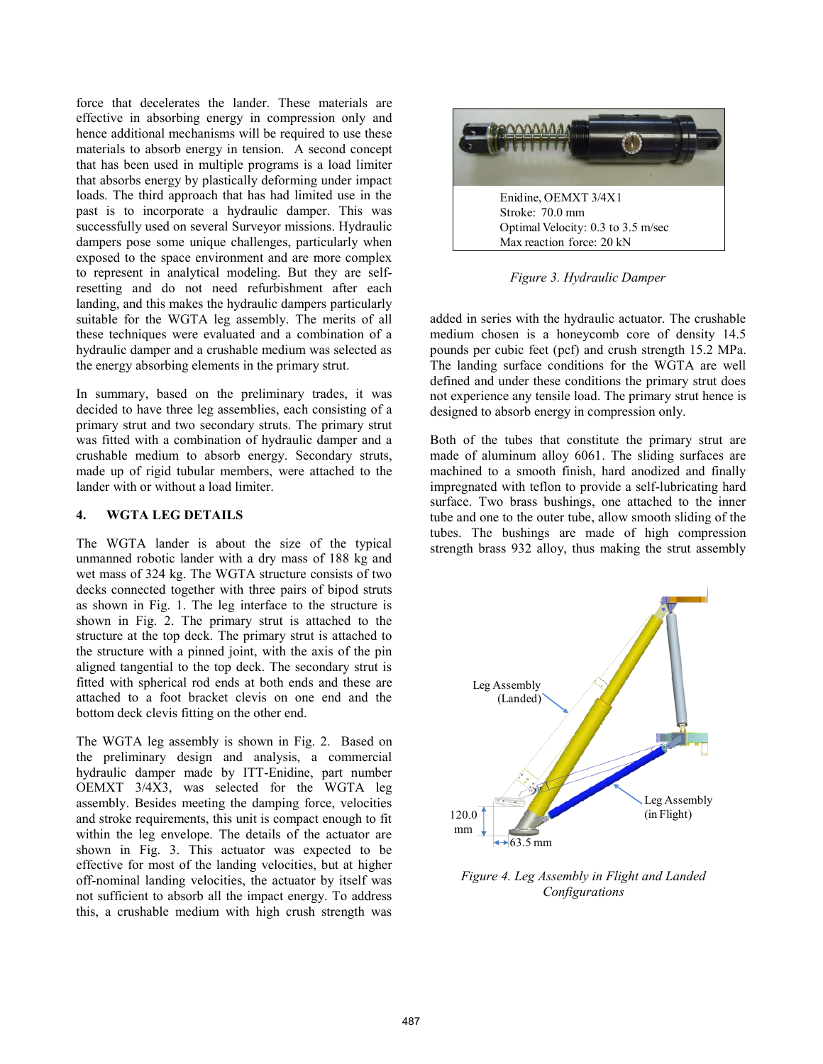force that decelerates the lander. These materials are effective in absorbing energy in compression only and hence additional mechanisms will be required to use these materials to absorb energy in tension. A second concept that has been used in multiple programs is a load limiter that absorbs energy by plastically deforming under impact loads. The third approach that has had limited use in the past is to incorporate a hydraulic damper. This was successfully used on several Surveyor missions. Hydraulic dampers pose some unique challenges, particularly when exposed to the space environment and are more complex to represent in analytical modeling. But they are self-resetting and do not need refurbishment after each landing, and this makes the hydraulic dampers particularly suitable for the WGTA leg assembly. The merits of all these techniques were evaluated and a combination of a hydraulic damper and a crushable medium was selected as the energy absorbing elements in the primary strut.

In summary, based on the preliminary trades, it was decided to have three leg assemblies, each consisting of a primary strut and two secondary struts. The primary strut was fitted with a combination of hydraulic damper and a crushable medium to absorb energy. Secondary struts, made up of rigid tubular members, were attached to the lander with or without a load limiter.

## 4. WGTA LEG DETAILS

The WGTA lander is about the size of the typical unmanned robotic lander with a dry mass of 188 kg and wet mass of 324 kg. The WGTA structure consists of two decks connected together with three pairs of bipod struts as shown in Fig. 1. The leg interface to the structure is shown in Fig. 2. The primary strut is attached to the structure at the top deck. The primary strut is attached to the structure with a pinned joint, with the axis of the pin aligned tangential to the top deck. The secondary strut is fitted with spherical rod ends at both ends and these are attached to a foot bracket clevis on one end and the bottom deck clevis fitting on the other end.

The WGTA leg assembly is shown in Fig. 2. Based on the preliminary design and analysis, a commercial hydraulic damper made by ITT-Enidine, part number OEMXT 3/4X3, was selected for the WGTA leg assembly. Besides meeting the damping force, velocities and stroke requirements, this unit is compact enough to fit within the leg envelope. The details of the actuator are shown in Fig. 3. This actuator was expected to be effective for most of the landing velocities, but at higher off-nominal landing velocities, the actuator by itself was not sufficient to absorb all the impact energy. To address this, a crushable medium with high crush strength was added in series with the hydraulic actuator. The crushable medium chosen is a honeycomb core of density 14.5 pounds per cubic feet (pcf) and crush strength 15.2 MPa. The landing surface conditions for the WGTA are well defined and under these conditions the primary strut does not experience any tensile load. The primary strut hence is designed to absorb energy in compression only.

Enidine, OEMXT 3/4X1
Stroke: 70.0 mm
Optimal Velocity: 0.3 to 3.5 m/sec
Max reaction force: 20 kN

*Figure 3. Hydraulic Damper*

Both of the tubes that constitute the primary strut are made of aluminum alloy 6061. The sliding surfaces are machined to a smooth finish, hard anodized and finally impregnated with teflon to provide a self-lubricating hard surface. Two brass bushings, one attached to the inner tube and one to the outer tube, allow smooth sliding of the tubes. The bushings are made of high compression strength brass 932 alloy, thus making the strut assembly

Leg Assembly (Landed)
Leg Assembly (in Flight)
120.0 mm
63.5 mm

*Figure 4. Leg Assembly in Flight and Landed Configurations*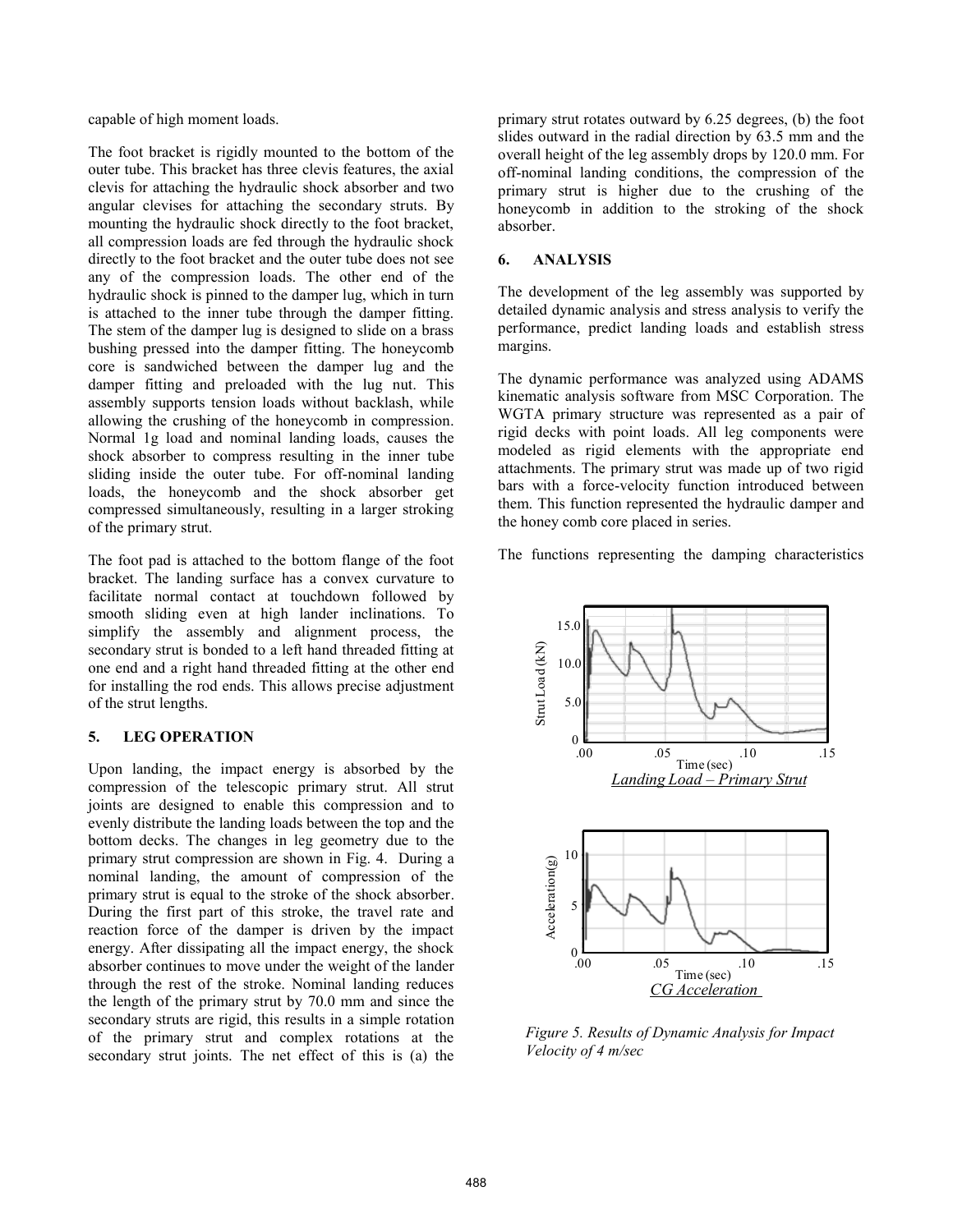capable of high moment loads.

The foot bracket is rigidly mounted to the bottom of the outer tube. This bracket has three clevis features, the axial clevis for attaching the hydraulic shock absorber and two angular clevises for attaching the secondary struts. By mounting the hydraulic shock directly to the foot bracket, all compression loads are fed through the hydraulic shock directly to the foot bracket and the outer tube does not see any of the compression loads. The other end of the hydraulic shock is pinned to the damper lug, which in turn is attached to the inner tube through the damper fitting. The stem of the damper lug is designed to slide on a brass bushing pressed into the damper fitting. The honeycomb core is sandwiched between the damper lug and the damper fitting and preloaded with the lug nut. This assembly supports tension loads without backlash, while allowing the crushing of the honeycomb in compression. Normal 1g load and nominal landing loads, causes the shock absorber to compress resulting in the inner tube sliding inside the outer tube. For off-nominal landing loads, the honeycomb and the shock absorber get compressed simultaneously, resulting in a larger stroking of the primary strut.

The foot pad is attached to the bottom flange of the foot bracket. The landing surface has a convex curvature to facilitate normal contact at touchdown followed by smooth sliding even at high lander inclinations. To simplify the assembly and alignment process, the secondary strut is bonded to a left hand threaded fitting at one end and a right hand threaded fitting at the other end for installing the rod ends. This allows precise adjustment of the strut lengths.

## 5. LEG OPERATION

Upon landing, the impact energy is absorbed by the compression of the telescopic primary strut. All strut joints are designed to enable this compression and to evenly distribute the landing loads between the top and the bottom decks. The changes in leg geometry due to the primary strut compression are shown in Fig. 4. During a nominal landing, the amount of compression of the primary strut is equal to the stroke of the shock absorber. During the first part of this stroke, the travel rate and reaction force of the damper is driven by the impact energy. After dissipating all the impact energy, the shock absorber continues to move under the weight of the lander through the rest of the stroke. Nominal landing reduces the length of the primary strut by 70.0 mm and since the secondary struts are rigid, this results in a simple rotation of the primary strut and complex rotations at the secondary strut joints. The net effect of this is (a) the primary strut rotates outward by 6.25 degrees, (b) the foot slides outward in the radial direction by 63.5 mm and the overall height of the leg assembly drops by 120.0 mm. For off-nominal landing conditions, the compression of the primary strut is higher due to the crushing of the honeycomb in addition to the stroking of the shock absorber.

## 6. ANALYSIS

The development of the leg assembly was supported by detailed dynamic analysis and stress analysis to verify the performance, predict landing loads and establish stress margins.

The dynamic performance was analyzed using ADAMS kinematic analysis software from MSC Corporation. The WGTA primary structure was represented as a pair of rigid decks with point loads. All leg components were modeled as rigid elements with the appropriate end attachments. The primary strut was made up of two rigid bars with a force-velocity function introduced between them. This function represented the hydraulic damper and the honey comb core placed in series.

The functions representing the damping characteristics

*Landing Load – Primary Strut*

*CG Acceleration*

*Figure 5. Results of Dynamic Analysis for Impact Velocity of 4 m/sec*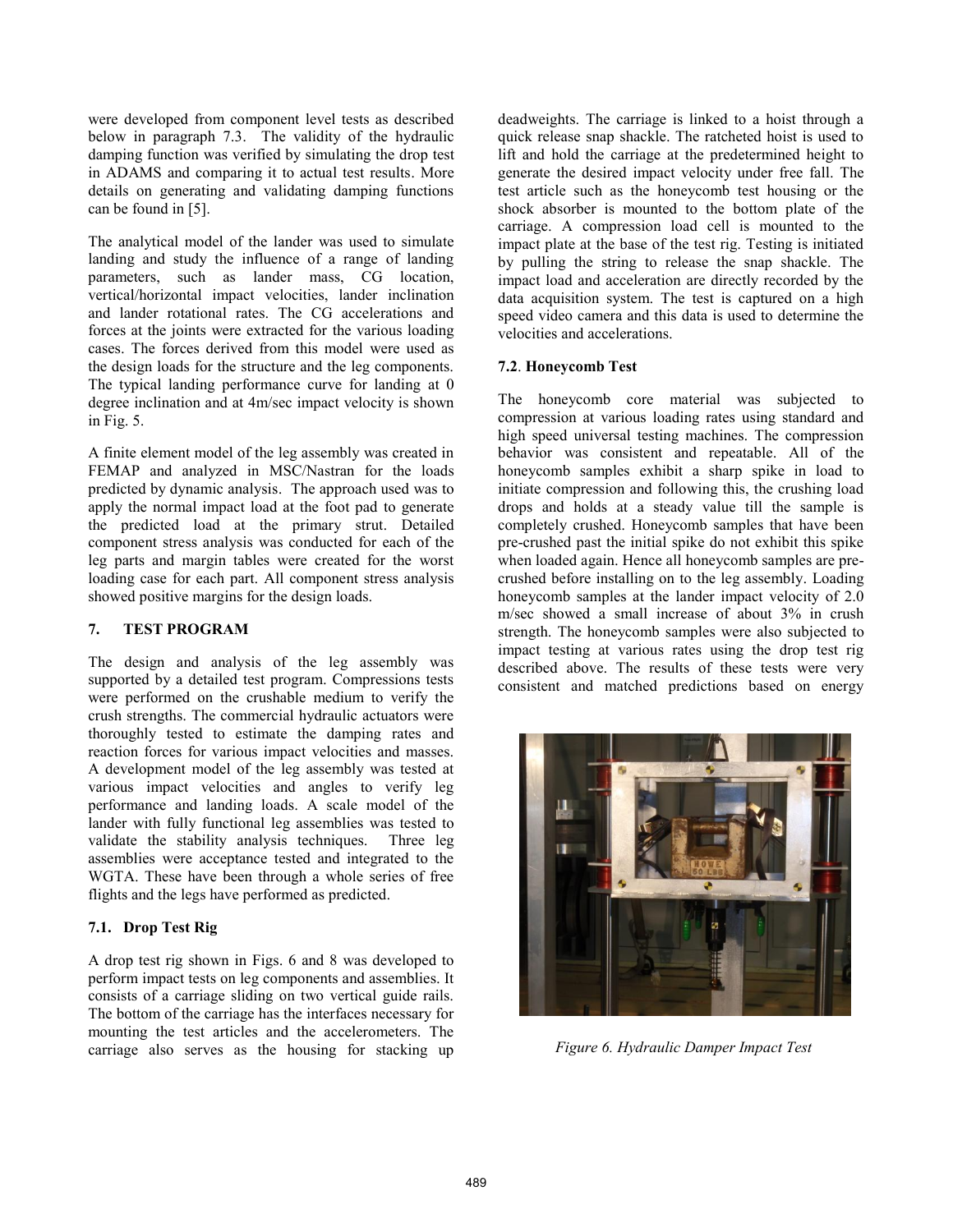were developed from component level tests as described below in paragraph 7.3. The validity of the hydraulic damping function was verified by simulating the drop test in ADAMS and comparing it to actual test results. More details on generating and validating damping functions can be found in [5].

The analytical model of the lander was used to simulate landing and study the influence of a range of landing parameters, such as lander mass, CG location, vertical/horizontal impact velocities, lander inclination and lander rotational rates. The CG accelerations and forces at the joints were extracted for the various loading cases. The forces derived from this model were used as the design loads for the structure and the leg components. The typical landing performance curve for landing at 0 degree inclination and at 4m/sec impact velocity is shown in Fig. 5.

A finite element model of the leg assembly was created in FEMAP and analyzed in MSC/Nastran for the loads predicted by dynamic analysis. The approach used was to apply the normal impact load at the foot pad to generate the predicted load at the primary strut. Detailed component stress analysis was conducted for each of the leg parts and margin tables were created for the worst loading case for each part. All component stress analysis showed positive margins for the design loads.

## 7. TEST PROGRAM

The design and analysis of the leg assembly was supported by a detailed test program. Compressions tests were performed on the crushable medium to verify the crush strengths. The commercial hydraulic actuators were thoroughly tested to estimate the damping rates and reaction forces for various impact velocities and masses. A development model of the leg assembly was tested at various impact velocities and angles to verify leg performance and landing loads. A scale model of the lander with fully functional leg assemblies was tested to validate the stability analysis techniques. Three leg assemblies were acceptance tested and integrated to the WGTA. These have been through a whole series of free flights and the legs have performed as predicted.

### 7.1. Drop Test Rig

A drop test rig shown in Figs. 6 and 8 was developed to perform impact tests on leg components and assemblies. It consists of a carriage sliding on two vertical guide rails. The bottom of the carriage has the interfaces necessary for mounting the test articles and the accelerometers. The carriage also serves as the housing for stacking up deadweights. The carriage is linked to a hoist through a quick release snap shackle. The ratcheted hoist is used to lift and hold the carriage at the predetermined height to generate the desired impact velocity under free fall. The test article such as the honeycomb test housing or the shock absorber is mounted to the bottom plate of the carriage. A compression load cell is mounted to the impact plate at the base of the test rig. Testing is initiated by pulling the string to release the snap shackle. The impact load and acceleration are directly recorded by the data acquisition system. The test is captured on a high speed video camera and this data is used to determine the velocities and accelerations.

### 7.2. Honeycomb Test

The honeycomb core material was subjected to compression at various loading rates using standard and high speed universal testing machines. The compression behavior was consistent and repeatable. All of the honeycomb samples exhibit a sharp spike in load to initiate compression and following this, the crushing load drops and holds at a steady value till the sample is completely crushed. Honeycomb samples that have been pre-crushed past the initial spike do not exhibit this spike when loaded again. Hence all honeycomb samples are pre-crushed before installing on to the leg assembly. Loading honeycomb samples at the lander impact velocity of 2.0 m/sec showed a small increase of about 3% in crush strength. The honeycomb samples were also subjected to impact testing at various rates using the drop test rig described above. The results of these tests were very consistent and matched predictions based on energy

*Figure 6. Hydraulic Damper Impact Test*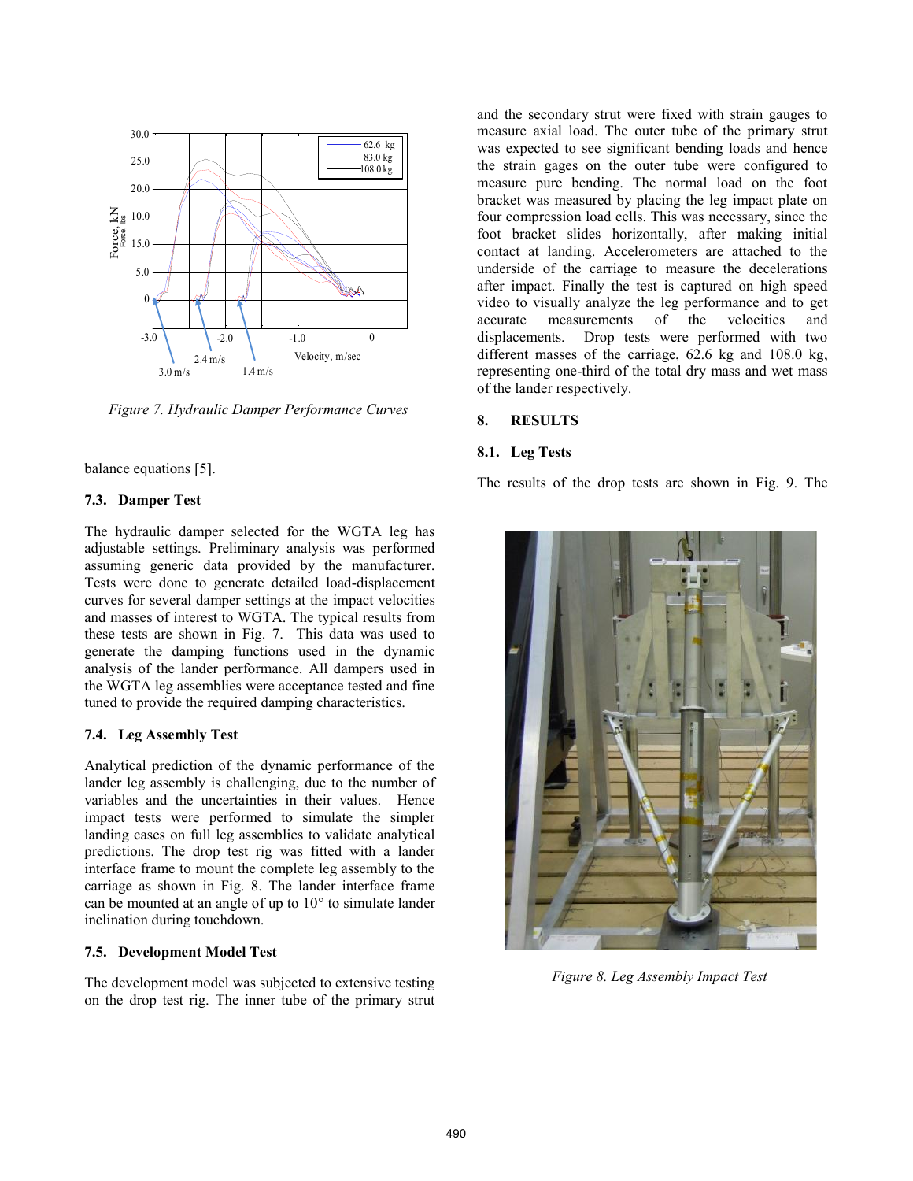Figure 7. Hydraulic Damper Performance Curves

balance equations [5].

### 7.3. Damper Test

The hydraulic damper selected for the WGTA leg has adjustable settings. Preliminary analysis was performed assuming generic data provided by the manufacturer. Tests were done to generate detailed load-displacement curves for several damper settings at the impact velocities and masses of interest to WGTA. The typical results from these tests are shown in Fig. 7. This data was used to generate the damping functions used in the dynamic analysis of the lander performance. All dampers used in the WGTA leg assemblies were acceptance tested and fine tuned to provide the required damping characteristics.

### 7.4. Leg Assembly Test

Analytical prediction of the dynamic performance of the lander leg assembly is challenging, due to the number of variables and the uncertainties in their values. Hence impact tests were performed to simulate the simpler landing cases on full leg assemblies to validate analytical predictions. The drop test rig was fitted with a lander interface frame to mount the complete leg assembly to the carriage as shown in Fig. 8. The lander interface frame can be mounted at an angle of up to 10° to simulate lander inclination during touchdown.

### 7.5. Development Model Test

The development model was subjected to extensive testing on the drop test rig. The inner tube of the primary strut and the secondary strut were fixed with strain gauges to measure axial load. The outer tube of the primary strut was expected to see significant bending loads and hence the strain gages on the outer tube were configured to measure pure bending. The normal load on the foot bracket was measured by placing the leg impact plate on four compression load cells. This was necessary, since the foot bracket slides horizontally, after making initial contact at landing. Accelerometers are attached to the underside of the carriage to measure the decelerations after impact. Finally the test is captured on high speed video to visually analyze the leg performance and to get accurate measurements of the velocities and displacements. Drop tests were performed with two different masses of the carriage, 62.6 kg and 108.0 kg, representing one-third of the total dry mass and wet mass of the lander respectively.

## 8. RESULTS

### 8.1. Leg Tests

The results of the drop tests are shown in Fig. 9. The

Figure 8. Leg Assembly Impact Test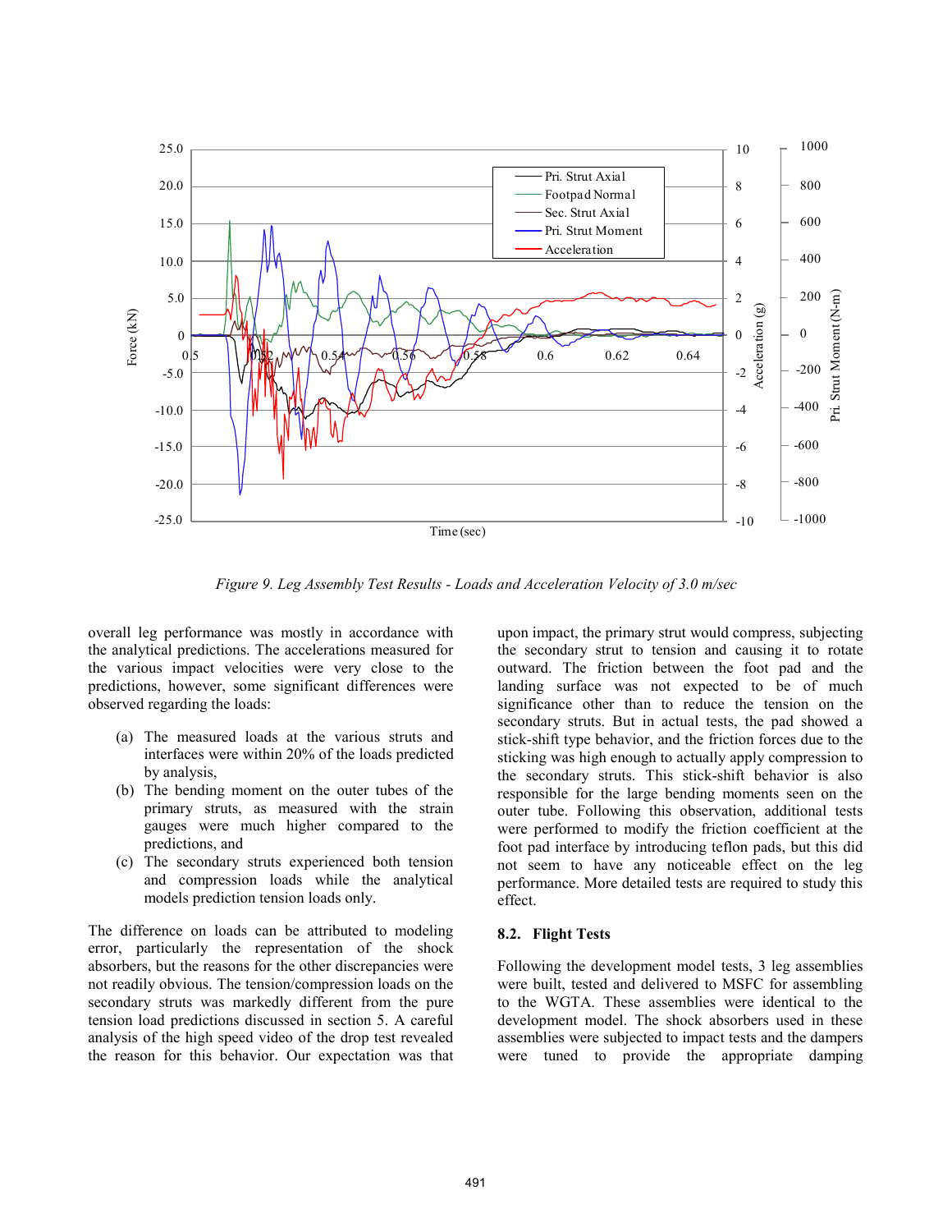Figure 9. Leg Assembly Test Results - Loads and Acceleration Velocity of 3.0 m/sec

overall leg performance was mostly in accordance with the analytical predictions. The accelerations measured for the various impact velocities were very close to the predictions, however, some significant differences were observed regarding the loads:

(a) The measured loads at the various struts and interfaces were within 20% of the loads predicted by analysis,
(b) The bending moment on the outer tubes of the primary struts, as measured with the strain gauges were much higher compared to the predictions, and
(c) The secondary struts experienced both tension and compression loads while the analytical models prediction tension loads only.

The difference on loads can be attributed to modeling error, particularly the representation of the shock absorbers, but the reasons for the other discrepancies were not readily obvious. The tension/compression loads on the secondary struts was markedly different from the pure tension load predictions discussed in section 5. A careful analysis of the high speed video of the drop test revealed the reason for this behavior. Our expectation was that upon impact, the primary strut would compress, subjecting the secondary strut to tension and causing it to rotate outward. The friction between the foot pad and the landing surface was not expected to be of much significance other than to reduce the tension on the secondary struts. But in actual tests, the pad showed a stick-shift type behavior, and the friction forces due to the sticking was high enough to actually apply compression to the secondary struts. This stick-shift behavior is also responsible for the large bending moments seen on the outer tube. Following this observation, additional tests were performed to modify the friction coefficient at the foot pad interface by introducing teflon pads, but this did not seem to have any noticeable effect on the leg performance. More detailed tests are required to study this effect.

### 8.2. Flight Tests

Following the development model tests, 3 leg assemblies were built, tested and delivered to MSFC for assembling to the WGTA. These assemblies were identical to the development model. The shock absorbers used in these assemblies were subjected to impact tests and the dampers were tuned to provide the appropriate damping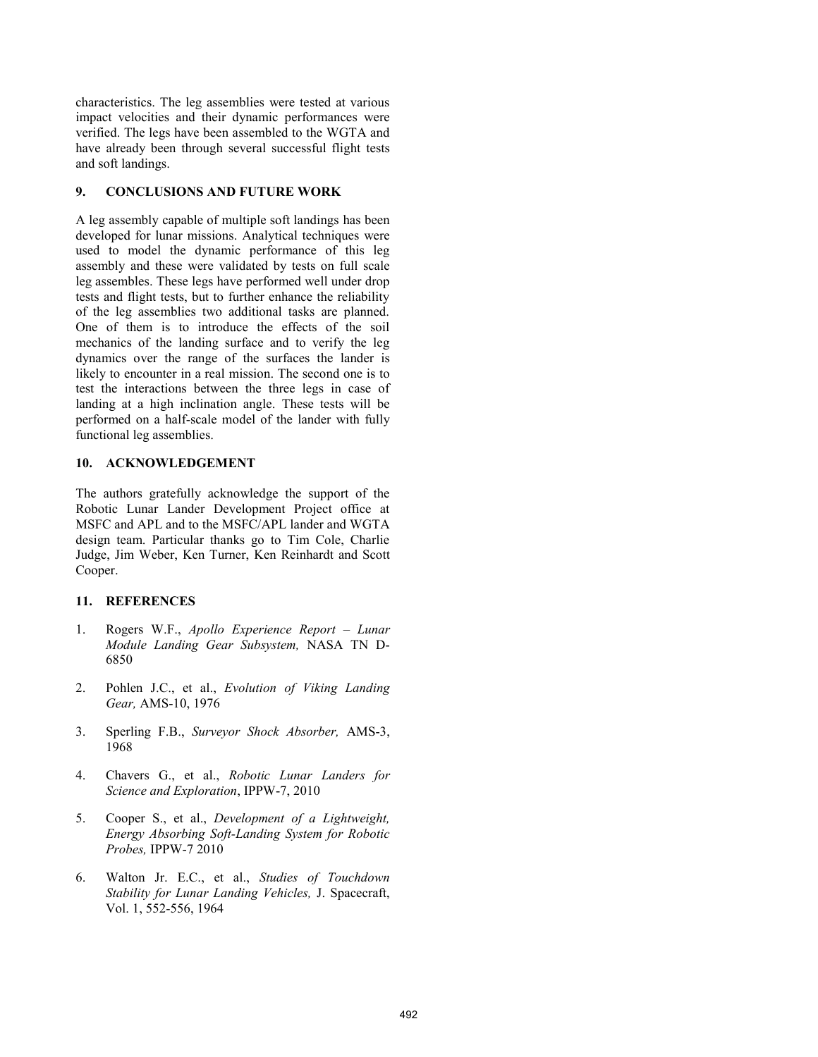characteristics. The leg assemblies were tested at various impact velocities and their dynamic performances were verified. The legs have been assembled to the WGTA and have already been through several successful flight tests and soft landings.

## 9. CONCLUSIONS AND FUTURE WORK

A leg assembly capable of multiple soft landings has been developed for lunar missions. Analytical techniques were used to model the dynamic performance of this leg assembly and these were validated by tests on full scale leg assembles. These legs have performed well under drop tests and flight tests, but to further enhance the reliability of the leg assemblies two additional tasks are planned. One of them is to introduce the effects of the soil mechanics of the landing surface and to verify the leg dynamics over the range of the surfaces the lander is likely to encounter in a real mission. The second one is to test the interactions between the three legs in case of landing at a high inclination angle. These tests will be performed on a half-scale model of the lander with fully functional leg assemblies.

## 10. ACKNOWLEDGEMENT

The authors gratefully acknowledge the support of the Robotic Lunar Lander Development Project office at MSFC and APL and to the MSFC/APL lander and WGTA design team. Particular thanks go to Tim Cole, Charlie Judge, Jim Weber, Ken Turner, Ken Reinhardt and Scott Cooper.

## 11. REFERENCES

1. Rogers W.F., *Apollo Experience Report – Lunar Module Landing Gear Subsystem,* NASA TN D-6850

2. Pohlen J.C., et al., *Evolution of Viking Landing Gear,* AMS-10, 1976

3. Sperling F.B., *Surveyor Shock Absorber,* AMS-3, 1968

4. Chavers G., et al., *Robotic Lunar Landers for Science and Exploration*, IPPW-7, 2010

5. Cooper S., et al., *Development of a Lightweight, Energy Absorbing Soft-Landing System for Robotic Probes,* IPPW-7 2010

6. Walton Jr. E.C., et al., *Studies of Touchdown Stability for Lunar Landing Vehicles,* J. Spacecraft, Vol. 1, 552-556, 1964